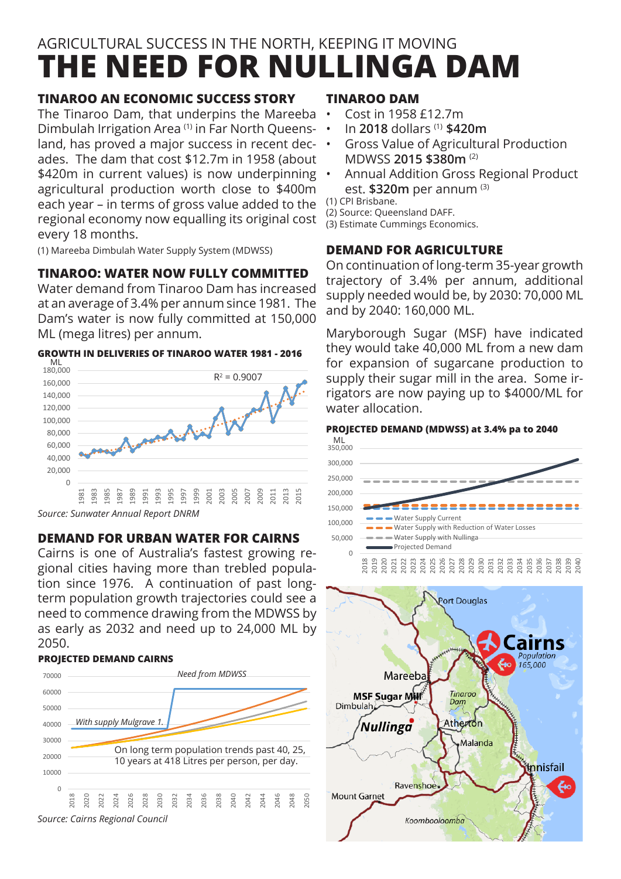AGRICULTURAL SUCCESS IN THE NORTH, KEEPING IT MOVING

# THE NEED FOR NULLINGA DAM

## TINAROO AN ECONOMIC SUCCESS STORY

The Tinaroo Dam, that underpins the Mareeba Dimbulah Irrigation Area [1] in Far North Queensland, has proved a major success in recent decades. The dam that cost $12.7m in 1958 (about $420m in current values) is now underpinning agricultural production worth close to $400m each year – in terms of gross value added to the regional economy now equalling its original cost every 18 months.

(1) Mareeba Dimbulah Water Supply System (MDWSS)

## TINAROO: WATER NOW FULLY COMMITTED

Water demand from Tinaroo Dam has increased at an average of 3.4% per annum since 1981. The Dam's water is now fully committed at 150,000 ML (mega litres) per annum.

**GROWTH IN DELIVERIES OF TINAROO WATER 1981 - 2016**

$R^2 = 0.9007$

*Source: Sunwater Annual Report DNRM*

## DEMAND FOR URBAN WATER FOR CAIRNS

Cairns is one of Australia's fastest growing regional cities having more than trebled population since 1976. A continuation of past long-term population growth trajectories could see a need to commence drawing from the MDWSS by as early as 2032 and need up to 24,000 ML by 2050.

**PROJECTED DEMAND CAIRNS**

Need from MDWSS

With supply Mulgrave 1.

On long term population trends past 40, 25, 10 years at 418 Litres per person, per day.

*Source: Cairns Regional Council*

## TINAROO DAM

- Cost in 1958 £12.7m
- In **2018** dollars [1] **$420m**
- Gross Value of Agricultural Production MDWSS **2015 $380m** [2]
- Annual Addition Gross Regional Product est. **$320m** per annum [3]

(1) CPI Brisbane.
(2) Source: Queensland DAFF.
(3) Estimate Cummings Economics.

## DEMAND FOR AGRICULTURE

On continuation of long-term 35-year growth trajectory of 3.4% per annum, additional supply needed would be, by 2030: 70,000 ML and by 2040: 160,000 ML.

Maryborough Sugar (MSF) have indicated they would take 40,000 ML from a new dam for expansion of sugarcane production to supply their sugar mill in the area. Some irrigators are now paying up to $4000/ML for water allocation.

**PROJECTED DEMAND (MDWSS) at 3.4% pa to 2040**

Water Supply Current
Water Supply with Reduction of Water Losses
Water Supply with Nullinga
Projected Demand

Port Douglas · Cairns (Population 165,000) · Mareeba · MSF Sugar Mill · Dimbulah · Tinaroo Dam · Nullinga · Atherton · Malanda · Innisfail · Ravenshoe · Mount Garnet · Koombooloomba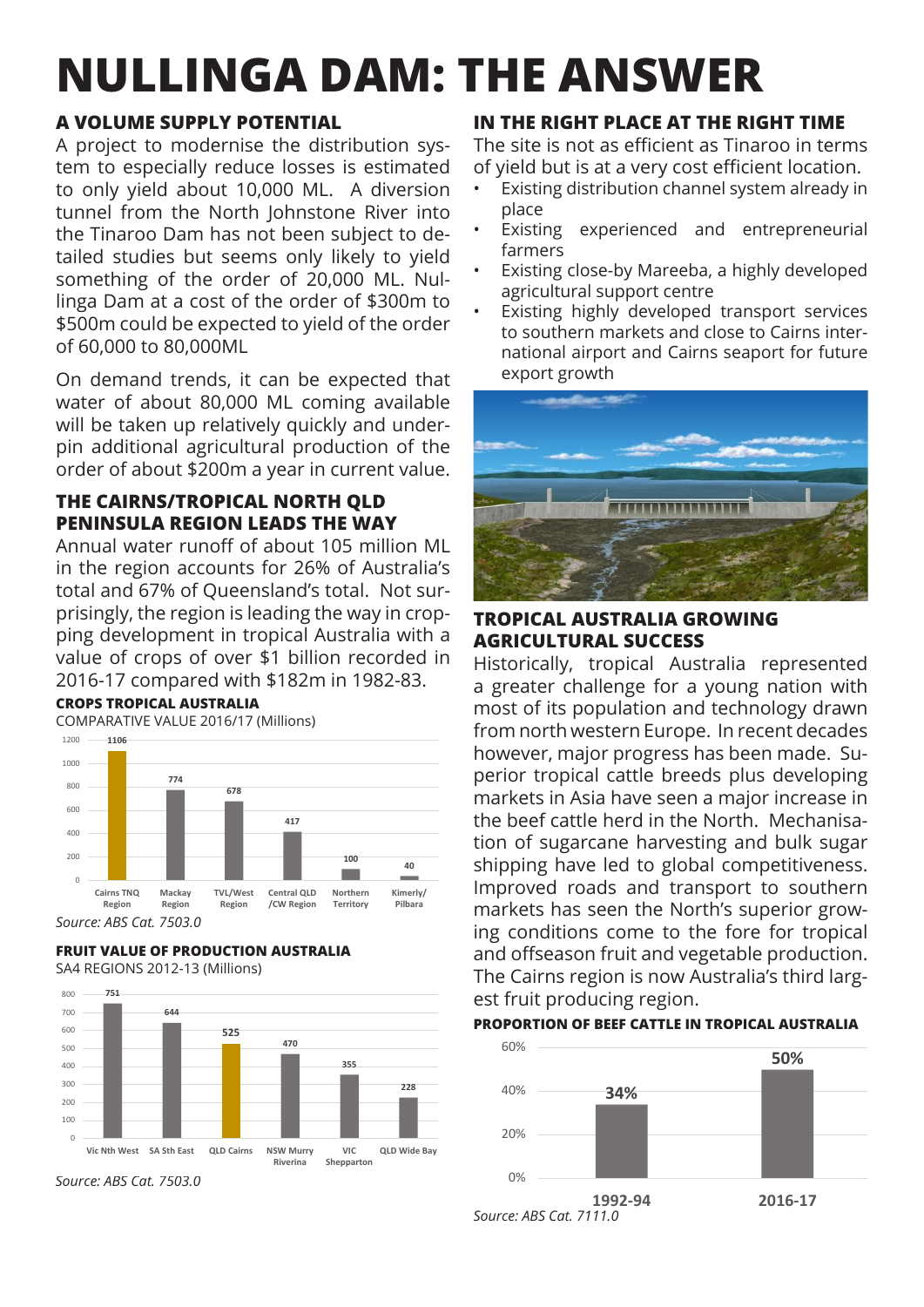# NULLINGA DAM: THE ANSWER

## A VOLUME SUPPLY POTENTIAL

A project to modernise the distribution system to especially reduce losses is estimated to only yield about 10,000 ML. A diversion tunnel from the North Johnstone River into the Tinaroo Dam has not been subject to detailed studies but seems only likely to yield something of the order of 20,000 ML. Nullinga Dam at a cost of the order of $300m to $500m could be expected to yield of the order of 60,000 to 80,000ML

On demand trends, it can be expected that water of about 80,000 ML coming available will be taken up relatively quickly and underpin additional agricultural production of the order of about $200m a year in current value.

## THE CAIRNS/TROPICAL NORTH QLD PENINSULA REGION LEADS THE WAY

Annual water runoff of about 105 million ML in the region accounts for 26% of Australia's total and 67% of Queensland's total. Not surprisingly, the region is leading the way in cropping development in tropical Australia with a value of crops of over $1 billion recorded in 2016-17 compared with $182m in 1982-83.

**CROPS TROPICAL AUSTRALIA**

COMPARATIVE VALUE 2016/17 (Millions)

1200
1000
800
600
400
200
0

1106
774
678
417
100
40

Cairns TNQ Region
Mackay Region
TVL/West Region
Central QLD /CW Region
Northern Territory
Kimerly/ Pilbara

*Source: ABS Cat. 7503.0*

**FRUIT VALUE OF PRODUCTION AUSTRALIA**

SA4 REGIONS 2012-13 (Millions)

800
700
600
500
400
300
200
100
0

751
644
525
470
355
228

Vic Nth West
SA Sth East
QLD Cairns
NSW Murry Riverina
VIC Shepparton
QLD Wide Bay

*Source: ABS Cat. 7503.0*

## IN THE RIGHT PLACE AT THE RIGHT TIME

The site is not as efficient as Tinaroo in terms of yield but is at a very cost efficient location.

- Existing distribution channel system already in place
- Existing experienced and entrepreneurial farmers
- Existing close-by Mareeba, a highly developed agricultural support centre
- Existing highly developed transport services to southern markets and close to Cairns international airport and Cairns seaport for future export growth

## TROPICAL AUSTRALIA GROWING AGRICULTURAL SUCCESS

Historically, tropical Australia represented a greater challenge for a young nation with most of its population and technology drawn from north western Europe. In recent decades however, major progress has been made. Superior tropical cattle breeds plus developing markets in Asia have seen a major increase in the beef cattle herd in the North. Mechanisation of sugarcane harvesting and bulk sugar shipping have led to global competitiveness. Improved roads and transport to southern markets has seen the North's superior growing conditions come to the fore for tropical and offseason fruit and vegetable production. The Cairns region is now Australia's third largest fruit producing region.

**PROPORTION OF BEEF CATTLE IN TROPICAL AUSTRALIA**

60%
40%
20%
0%

34%
50%

1992-94
2016-17

*Source: ABS Cat. 7111.0*